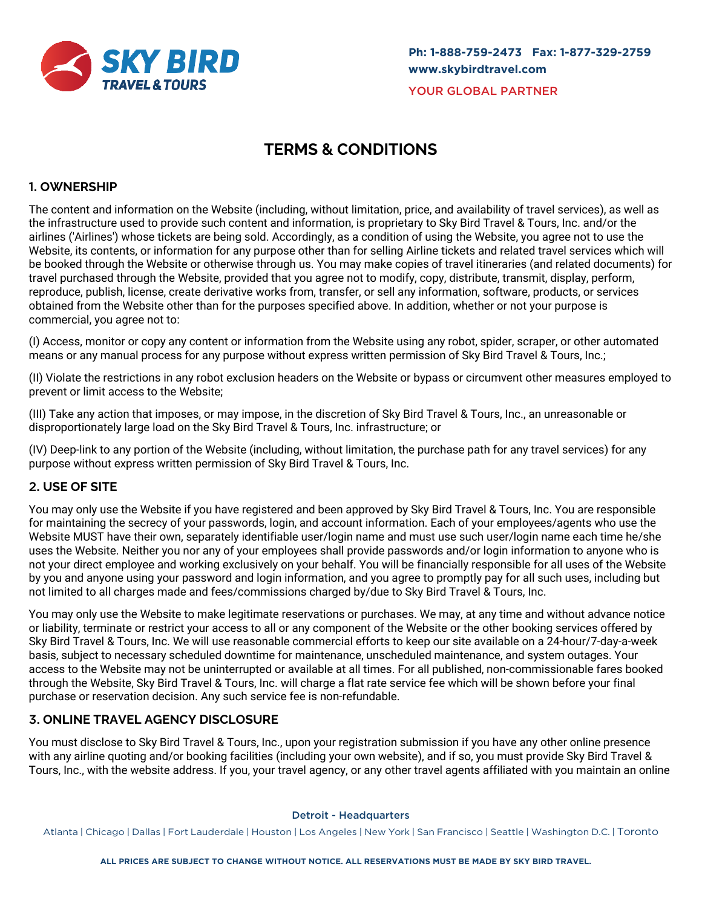# TERMS & CONDITIONS

## 1. OWNERSHIP

The content and information on the Website (including, without limitation, price, and availability of travel services), as well as the infrastructure used to provide such content and information, is proprietary to Sky Bird Travel & Tours, Inc. and/or the airlines ('Airlines') whose tickets are being sold. Accordingly, as a condition of using the Website, you agree not to use the Website, its contents, or information for any purpose other than for selling Airline tickets and related travel services which will be booked through the Website or otherwise through us. You may make copies of travel itineraries (and related documents) for travel purchased through the Website, provided that you agree not to modify, copy, distribute, transmit, display, perform, reproduce, publish, license, create derivative works from, transfer, or sell any information, software, products, or services obtained from the Website other than for the purposes specified above. In addition, whether or not your purpose is commercial, you agree not to:

(I) Access, monitor or copy any content or information from the Website using any robot, spider, scraper, or other automated means or any manual process for any purpose without express written permission of Sky Bird Travel & Tours, Inc.;

(II) Violate the restrictions in any robot exclusion headers on the Website or bypass or circumvent other measures employed to prevent or limit access to the Website;

(III) Take any action that imposes, or may impose, in the discretion of Sky Bird Travel & Tours, Inc., an unreasonable or disproportionately large load on the Sky Bird Travel & Tours, Inc. infrastructure; or

(IV) Deep-link to any portion of the Website (including, without limitation, the purchase path for any travel services) for any purpose without express written permission of Sky Bird Travel & Tours, Inc.

## 2. USE OF SITE

You may only use the Website if you have registered and been approved by Sky Bird Travel & Tours, Inc. You are responsible for maintaining the secrecy of your passwords, login, and account information. Each of your employees/agents who use the Website MUST have their own, separately identifiable user/login name and must use such user/login name each time he/she uses the Website. Neither you nor any of your employees shall provide passwords and/or login information to anyone who is not your direct employee and working exclusively on your behalf. You will be financially responsible for all uses of the Website by you and anyone using your password and login information, and you agree to promptly pay for all such uses, including but not limited to all charges made and fees/commissions charged by/due to Sky Bird Travel & Tours, Inc.

You may only use the Website to make legitimate reservations or purchases. We may, at any time and without advance notice or liability, terminate or restrict your access to all or any component of the Website or the other booking services offered by Sky Bird Travel & Tours, Inc. We will use reasonable commercial efforts to keep our site available on a 24-hour/7-day-a-week basis, subject to necessary scheduled downtime for maintenance, unscheduled maintenance, and system outages. Your access to the Website may not be uninterrupted or available at all times. For all published, non-commissionable fares booked through the Website, Sky Bird Travel & Tours, Inc. will charge a flat rate service fee which will be shown before your final purchase or reservation decision. Any such service fee is non-refundable.

## 3. ONLINE TRAVEL AGENCY DISCLOSURE

You must disclose to Sky Bird Travel & Tours, Inc., upon your registration submission if you have any other online presence with any airline quoting and/or booking facilities (including your own website), and if so, you must provide Sky Bird Travel & Tours, Inc., with the website address. If you, your travel agency, or any other travel agents affiliated with you maintain an online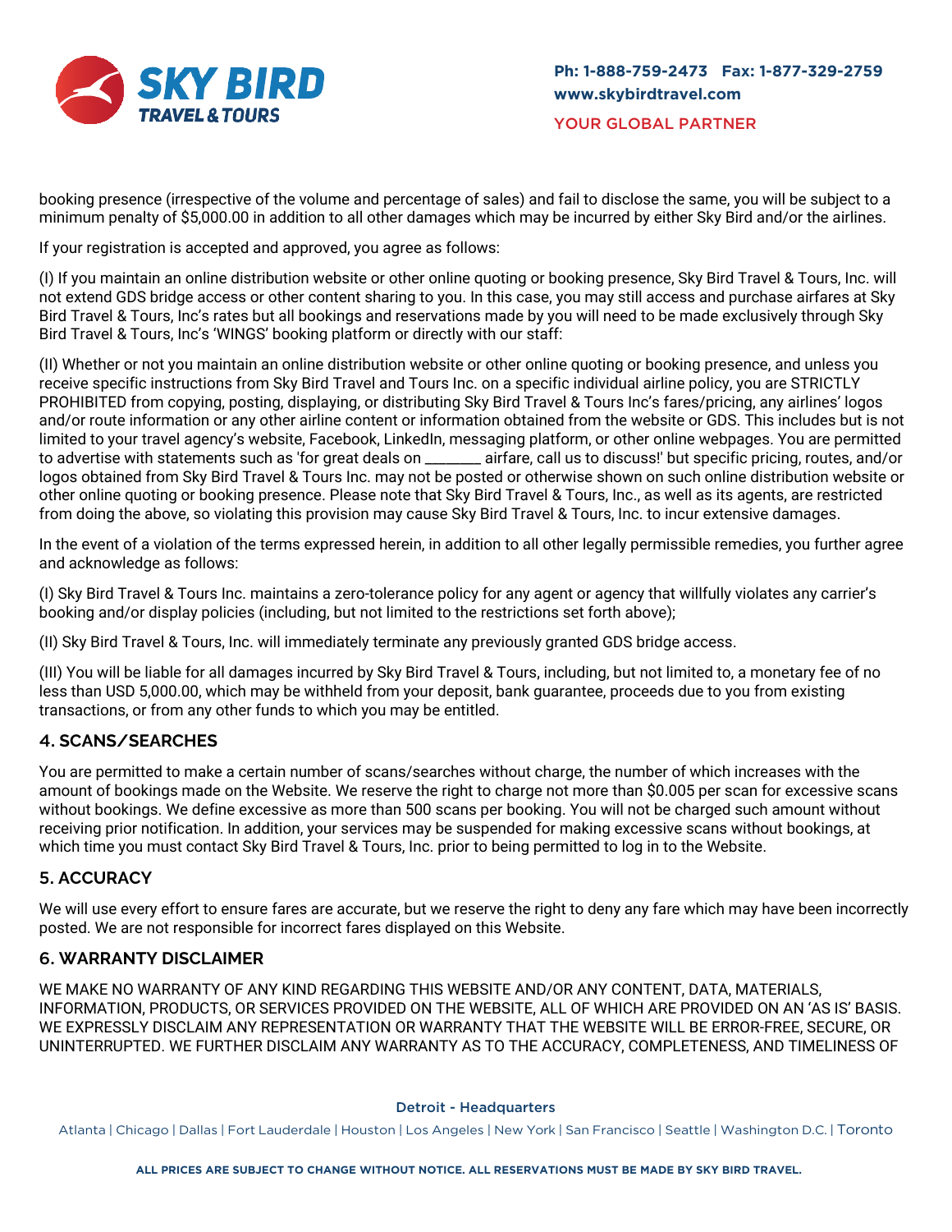booking presence (irrespective of the volume and percentage of sales) and fail to disclose the same, you will be subject to a minimum penalty of $5,000.00 in addition to all other damages which may be incurred by either Sky Bird and/or the airlines.

If your registration is accepted and approved, you agree as follows:

(I) If you maintain an online distribution website or other online quoting or booking presence, Sky Bird Travel & Tours, Inc. will not extend GDS bridge access or other content sharing to you. In this case, you may still access and purchase airfares at Sky Bird Travel & Tours, Inc's rates but all bookings and reservations made by you will need to be made exclusively through Sky Bird Travel & Tours, Inc's 'WINGS' booking platform or directly with our staff:

(II) Whether or not you maintain an online distribution website or other online quoting or booking presence, and unless you receive specific instructions from Sky Bird Travel and Tours Inc. on a specific individual airline policy, you are STRICTLY PROHIBITED from copying, posting, displaying, or distributing Sky Bird Travel & Tours Inc's fares/pricing, any airlines' logos and/or route information or any other airline content or information obtained from the website or GDS. This includes but is not limited to your travel agency's website, Facebook, LinkedIn, messaging platform, or other online webpages. You are permitted to advertise with statements such as 'for great deals on _______ airfare, call us to discuss!' but specific pricing, routes, and/or logos obtained from Sky Bird Travel & Tours Inc. may not be posted or otherwise shown on such online distribution website or other online quoting or booking presence. Please note that Sky Bird Travel & Tours, Inc., as well as its agents, are restricted from doing the above, so violating this provision may cause Sky Bird Travel & Tours, Inc. to incur extensive damages.

In the event of a violation of the terms expressed herein, in addition to all other legally permissible remedies, you further agree and acknowledge as follows:

(I) Sky Bird Travel & Tours Inc. maintains a zero-tolerance policy for any agent or agency that willfully violates any carrier's booking and/or display policies (including, but not limited to the restrictions set forth above);

(II) Sky Bird Travel & Tours, Inc. will immediately terminate any previously granted GDS bridge access.

(III) You will be liable for all damages incurred by Sky Bird Travel & Tours, including, but not limited to, a monetary fee of no less than USD 5,000.00, which may be withheld from your deposit, bank guarantee, proceeds due to you from existing transactions, or from any other funds to which you may be entitled.

## 4. SCANS/SEARCHES

You are permitted to make a certain number of scans/searches without charge, the number of which increases with the amount of bookings made on the Website. We reserve the right to charge not more than $0.005 per scan for excessive scans without bookings. We define excessive as more than 500 scans per booking. You will not be charged such amount without receiving prior notification. In addition, your services may be suspended for making excessive scans without bookings, at which time you must contact Sky Bird Travel & Tours, Inc. prior to being permitted to log in to the Website.

## 5. ACCURACY

We will use every effort to ensure fares are accurate, but we reserve the right to deny any fare which may have been incorrectly posted. We are not responsible for incorrect fares displayed on this Website.

## 6. WARRANTY DISCLAIMER

WE MAKE NO WARRANTY OF ANY KIND REGARDING THIS WEBSITE AND/OR ANY CONTENT, DATA, MATERIALS, INFORMATION, PRODUCTS, OR SERVICES PROVIDED ON THE WEBSITE, ALL OF WHICH ARE PROVIDED ON AN 'AS IS' BASIS. WE EXPRESSLY DISCLAIM ANY REPRESENTATION OR WARRANTY THAT THE WEBSITE WILL BE ERROR-FREE, SECURE, OR UNINTERRUPTED. WE FURTHER DISCLAIM ANY WARRANTY AS TO THE ACCURACY, COMPLETENESS, AND TIMELINESS OF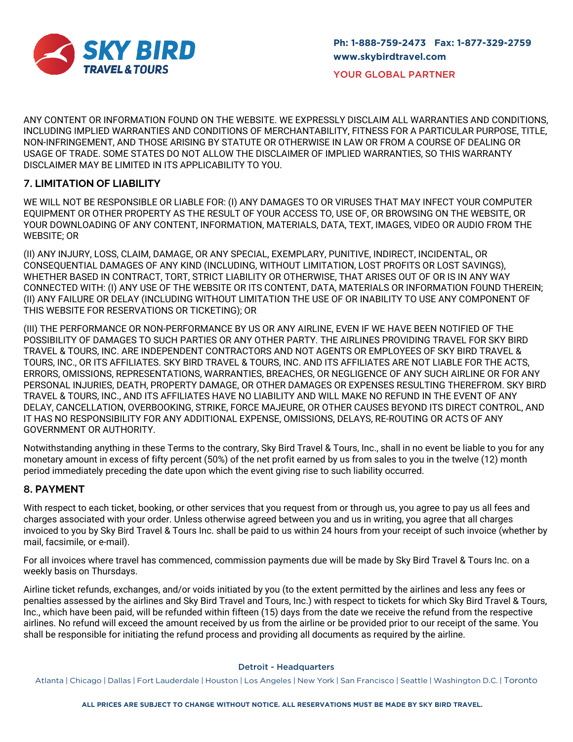ANY CONTENT OR INFORMATION FOUND ON THE WEBSITE. WE EXPRESSLY DISCLAIM ALL WARRANTIES AND CONDITIONS, INCLUDING IMPLIED WARRANTIES AND CONDITIONS OF MERCHANTABILITY, FITNESS FOR A PARTICULAR PURPOSE, TITLE, NON-INFRINGEMENT, AND THOSE ARISING BY STATUTE OR OTHERWISE IN LAW OR FROM A COURSE OF DEALING OR USAGE OF TRADE. SOME STATES DO NOT ALLOW THE DISCLAIMER OF IMPLIED WARRANTIES, SO THIS WARRANTY DISCLAIMER MAY BE LIMITED IN ITS APPLICABILITY TO YOU.

## 7. LIMITATION OF LIABILITY

WE WILL NOT BE RESPONSIBLE OR LIABLE FOR: (I) ANY DAMAGES TO OR VIRUSES THAT MAY INFECT YOUR COMPUTER EQUIPMENT OR OTHER PROPERTY AS THE RESULT OF YOUR ACCESS TO, USE OF, OR BROWSING ON THE WEBSITE, OR YOUR DOWNLOADING OF ANY CONTENT, INFORMATION, MATERIALS, DATA, TEXT, IMAGES, VIDEO OR AUDIO FROM THE WEBSITE; OR

(II) ANY INJURY, LOSS, CLAIM, DAMAGE, OR ANY SPECIAL, EXEMPLARY, PUNITIVE, INDIRECT, INCIDENTAL, OR CONSEQUENTIAL DAMAGES OF ANY KIND (INCLUDING, WITHOUT LIMITATION, LOST PROFITS OR LOST SAVINGS), WHETHER BASED IN CONTRACT, TORT, STRICT LIABILITY OR OTHERWISE, THAT ARISES OUT OF OR IS IN ANY WAY CONNECTED WITH: (I) ANY USE OF THE WEBSITE OR ITS CONTENT, DATA, MATERIALS OR INFORMATION FOUND THEREIN; (II) ANY FAILURE OR DELAY (INCLUDING WITHOUT LIMITATION THE USE OF OR INABILITY TO USE ANY COMPONENT OF THIS WEBSITE FOR RESERVATIONS OR TICKETING); OR

(III) THE PERFORMANCE OR NON-PERFORMANCE BY US OR ANY AIRLINE, EVEN IF WE HAVE BEEN NOTIFIED OF THE POSSIBILITY OF DAMAGES TO SUCH PARTIES OR ANY OTHER PARTY. THE AIRLINES PROVIDING TRAVEL FOR SKY BIRD TRAVEL & TOURS, INC. ARE INDEPENDENT CONTRACTORS AND NOT AGENTS OR EMPLOYEES OF SKY BIRD TRAVEL & TOURS, INC., OR ITS AFFILIATES. SKY BIRD TRAVEL & TOURS, INC. AND ITS AFFILIATES ARE NOT LIABLE FOR THE ACTS, ERRORS, OMISSIONS, REPRESENTATIONS, WARRANTIES, BREACHES, OR NEGLIGENCE OF ANY SUCH AIRLINE OR FOR ANY PERSONAL INJURIES, DEATH, PROPERTY DAMAGE, OR OTHER DAMAGES OR EXPENSES RESULTING THEREFROM. SKY BIRD TRAVEL & TOURS, INC., AND ITS AFFILIATES HAVE NO LIABILITY AND WILL MAKE NO REFUND IN THE EVENT OF ANY DELAY, CANCELLATION, OVERBOOKING, STRIKE, FORCE MAJEURE, OR OTHER CAUSES BEYOND ITS DIRECT CONTROL, AND IT HAS NO RESPONSIBILITY FOR ANY ADDITIONAL EXPENSE, OMISSIONS, DELAYS, RE-ROUTING OR ACTS OF ANY GOVERNMENT OR AUTHORITY.

Notwithstanding anything in these Terms to the contrary, Sky Bird Travel & Tours, Inc., shall in no event be liable to you for any monetary amount in excess of fifty percent (50%) of the net profit earned by us from sales to you in the twelve (12) month period immediately preceding the date upon which the event giving rise to such liability occurred.

## 8. PAYMENT

With respect to each ticket, booking, or other services that you request from or through us, you agree to pay us all fees and charges associated with your order. Unless otherwise agreed between you and us in writing, you agree that all charges invoiced to you by Sky Bird Travel & Tours Inc. shall be paid to us within 24 hours from your receipt of such invoice (whether by mail, facsimile, or e-mail).

For all invoices where travel has commenced, commission payments due will be made by Sky Bird Travel & Tours Inc. on a weekly basis on Thursdays.

Airline ticket refunds, exchanges, and/or voids initiated by you (to the extent permitted by the airlines and less any fees or penalties assessed by the airlines and Sky Bird Travel and Tours, Inc.) with respect to tickets for which Sky Bird Travel & Tours, Inc., which have been paid, will be refunded within fifteen (15) days from the date we receive the refund from the respective airlines. No refund will exceed the amount received by us from the airline or be provided prior to our receipt of the same. You shall be responsible for initiating the refund process and providing all documents as required by the airline.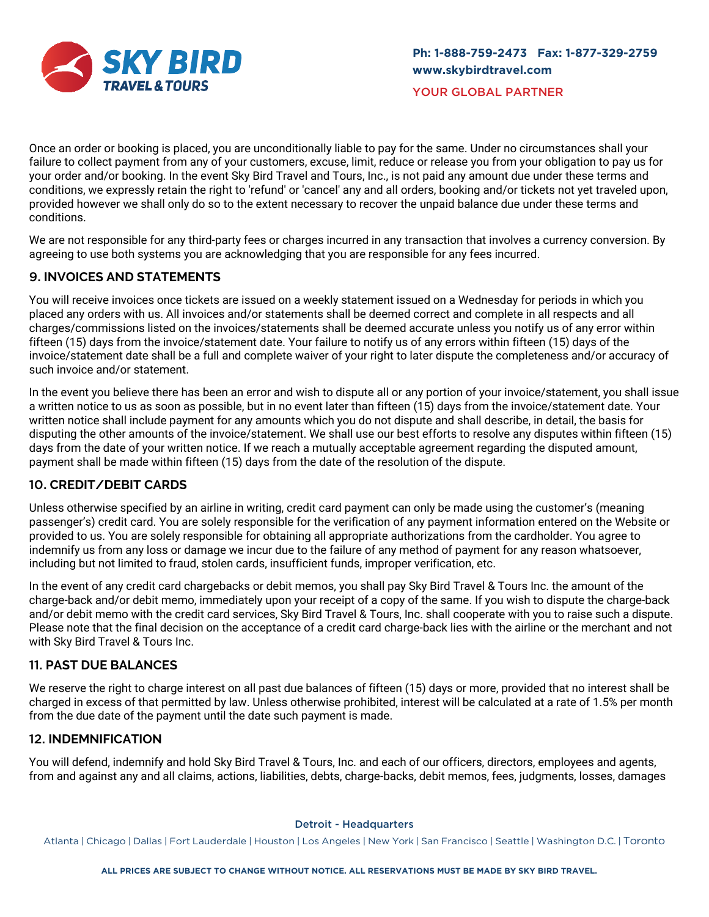Once an order or booking is placed, you are unconditionally liable to pay for the same. Under no circumstances shall your failure to collect payment from any of your customers, excuse, limit, reduce or release you from your obligation to pay us for your order and/or booking. In the event Sky Bird Travel and Tours, Inc., is not paid any amount due under these terms and conditions, we expressly retain the right to 'refund' or 'cancel' any and all orders, booking and/or tickets not yet traveled upon, provided however we shall only do so to the extent necessary to recover the unpaid balance due under these terms and conditions.

We are not responsible for any third-party fees or charges incurred in any transaction that involves a currency conversion. By agreeing to use both systems you are acknowledging that you are responsible for any fees incurred.

## 9. INVOICES AND STATEMENTS

You will receive invoices once tickets are issued on a weekly statement issued on a Wednesday for periods in which you placed any orders with us. All invoices and/or statements shall be deemed correct and complete in all respects and all charges/commissions listed on the invoices/statements shall be deemed accurate unless you notify us of any error within fifteen (15) days from the invoice/statement date. Your failure to notify us of any errors within fifteen (15) days of the invoice/statement date shall be a full and complete waiver of your right to later dispute the completeness and/or accuracy of such invoice and/or statement.

In the event you believe there has been an error and wish to dispute all or any portion of your invoice/statement, you shall issue a written notice to us as soon as possible, but in no event later than fifteen (15) days from the invoice/statement date. Your written notice shall include payment for any amounts which you do not dispute and shall describe, in detail, the basis for disputing the other amounts of the invoice/statement. We shall use our best efforts to resolve any disputes within fifteen (15) days from the date of your written notice. If we reach a mutually acceptable agreement regarding the disputed amount, payment shall be made within fifteen (15) days from the date of the resolution of the dispute.

## 10. CREDIT/DEBIT CARDS

Unless otherwise specified by an airline in writing, credit card payment can only be made using the customer's (meaning passenger's) credit card. You are solely responsible for the verification of any payment information entered on the Website or provided to us. You are solely responsible for obtaining all appropriate authorizations from the cardholder. You agree to indemnify us from any loss or damage we incur due to the failure of any method of payment for any reason whatsoever, including but not limited to fraud, stolen cards, insufficient funds, improper verification, etc.

In the event of any credit card chargebacks or debit memos, you shall pay Sky Bird Travel & Tours Inc. the amount of the charge-back and/or debit memo, immediately upon your receipt of a copy of the same. If you wish to dispute the charge-back and/or debit memo with the credit card services, Sky Bird Travel & Tours, Inc. shall cooperate with you to raise such a dispute. Please note that the final decision on the acceptance of a credit card charge-back lies with the airline or the merchant and not with Sky Bird Travel & Tours Inc.

## 11. PAST DUE BALANCES

We reserve the right to charge interest on all past due balances of fifteen (15) days or more, provided that no interest shall be charged in excess of that permitted by law. Unless otherwise prohibited, interest will be calculated at a rate of 1.5% per month from the due date of the payment until the date such payment is made.

## 12. INDEMNIFICATION

You will defend, indemnify and hold Sky Bird Travel & Tours, Inc. and each of our officers, directors, employees and agents, from and against any and all claims, actions, liabilities, debts, charge-backs, debit memos, fees, judgments, losses, damages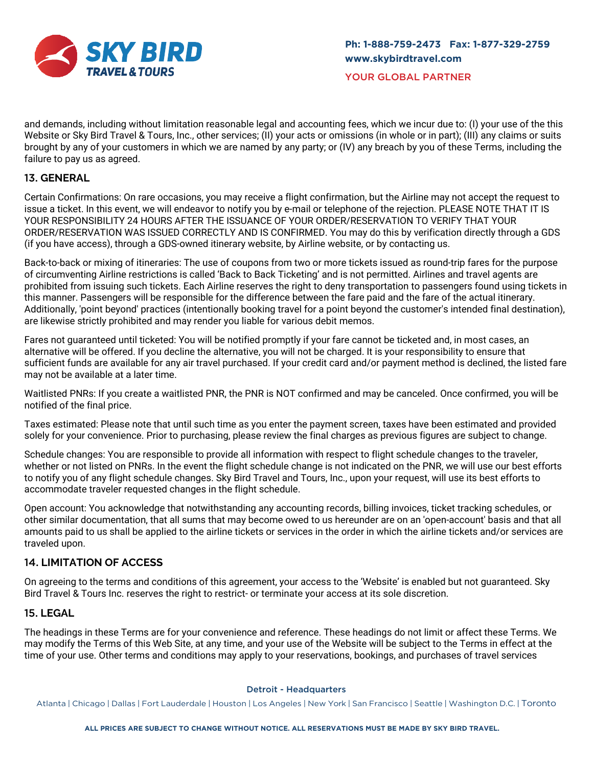and demands, including without limitation reasonable legal and accounting fees, which we incur due to: (I) your use of the this Website or Sky Bird Travel & Tours, Inc., other services; (II) your acts or omissions (in whole or in part); (III) any claims or suits brought by any of your customers in which we are named by any party; or (IV) any breach by you of these Terms, including the failure to pay us as agreed.

## 13. GENERAL

Certain Confirmations: On rare occasions, you may receive a flight confirmation, but the Airline may not accept the request to issue a ticket. In this event, we will endeavor to notify you by e-mail or telephone of the rejection. PLEASE NOTE THAT IT IS YOUR RESPONSIBILITY 24 HOURS AFTER THE ISSUANCE OF YOUR ORDER/RESERVATION TO VERIFY THAT YOUR ORDER/RESERVATION WAS ISSUED CORRECTLY AND IS CONFIRMED. You may do this by verification directly through a GDS (if you have access), through a GDS-owned itinerary website, by Airline website, or by contacting us.

Back-to-back or mixing of itineraries: The use of coupons from two or more tickets issued as round-trip fares for the purpose of circumventing Airline restrictions is called 'Back to Back Ticketing' and is not permitted. Airlines and travel agents are prohibited from issuing such tickets. Each Airline reserves the right to deny transportation to passengers found using tickets in this manner. Passengers will be responsible for the difference between the fare paid and the fare of the actual itinerary. Additionally, 'point beyond' practices (intentionally booking travel for a point beyond the customer's intended final destination), are likewise strictly prohibited and may render you liable for various debit memos.

Fares not guaranteed until ticketed: You will be notified promptly if your fare cannot be ticketed and, in most cases, an alternative will be offered. If you decline the alternative, you will not be charged. It is your responsibility to ensure that sufficient funds are available for any air travel purchased. If your credit card and/or payment method is declined, the listed fare may not be available at a later time.

Waitlisted PNRs: If you create a waitlisted PNR, the PNR is NOT confirmed and may be canceled. Once confirmed, you will be notified of the final price.

Taxes estimated: Please note that until such time as you enter the payment screen, taxes have been estimated and provided solely for your convenience. Prior to purchasing, please review the final charges as previous figures are subject to change.

Schedule changes: You are responsible to provide all information with respect to flight schedule changes to the traveler, whether or not listed on PNRs. In the event the flight schedule change is not indicated on the PNR, we will use our best efforts to notify you of any flight schedule changes. Sky Bird Travel and Tours, Inc., upon your request, will use its best efforts to accommodate traveler requested changes in the flight schedule.

Open account: You acknowledge that notwithstanding any accounting records, billing invoices, ticket tracking schedules, or other similar documentation, that all sums that may become owed to us hereunder are on an 'open-account' basis and that all amounts paid to us shall be applied to the airline tickets or services in the order in which the airline tickets and/or services are traveled upon.

## 14. LIMITATION OF ACCESS

On agreeing to the terms and conditions of this agreement, your access to the 'Website' is enabled but not guaranteed. Sky Bird Travel & Tours Inc. reserves the right to restrict- or terminate your access at its sole discretion.

## 15. LEGAL

The headings in these Terms are for your convenience and reference. These headings do not limit or affect these Terms. We may modify the Terms of this Web Site, at any time, and your use of the Website will be subject to the Terms in effect at the time of your use. Other terms and conditions may apply to your reservations, bookings, and purchases of travel services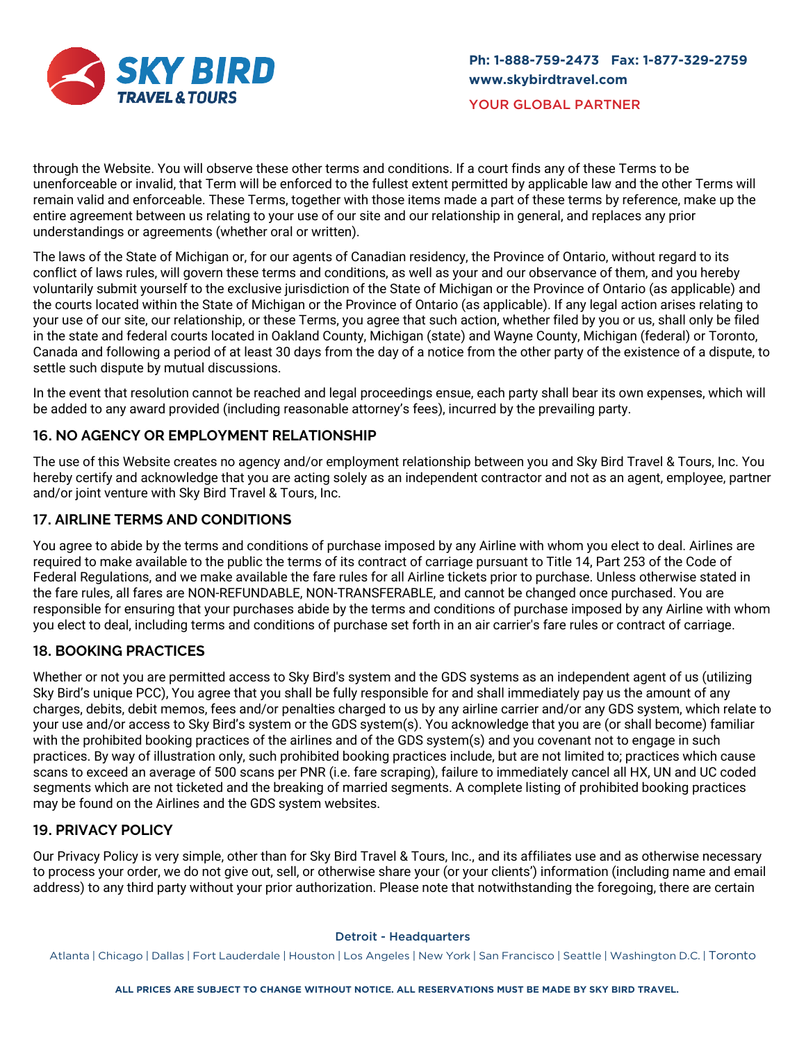through the Website. You will observe these other terms and conditions. If a court finds any of these Terms to be unenforceable or invalid, that Term will be enforced to the fullest extent permitted by applicable law and the other Terms will remain valid and enforceable. These Terms, together with those items made a part of these terms by reference, make up the entire agreement between us relating to your use of our site and our relationship in general, and replaces any prior understandings or agreements (whether oral or written).

The laws of the State of Michigan or, for our agents of Canadian residency, the Province of Ontario, without regard to its conflict of laws rules, will govern these terms and conditions, as well as your and our observance of them, and you hereby voluntarily submit yourself to the exclusive jurisdiction of the State of Michigan or the Province of Ontario (as applicable) and the courts located within the State of Michigan or the Province of Ontario (as applicable). If any legal action arises relating to your use of our site, our relationship, or these Terms, you agree that such action, whether filed by you or us, shall only be filed in the state and federal courts located in Oakland County, Michigan (state) and Wayne County, Michigan (federal) or Toronto, Canada and following a period of at least 30 days from the day of a notice from the other party of the existence of a dispute, to settle such dispute by mutual discussions.

In the event that resolution cannot be reached and legal proceedings ensue, each party shall bear its own expenses, which will be added to any award provided (including reasonable attorney's fees), incurred by the prevailing party.

## 16. NO AGENCY OR EMPLOYMENT RELATIONSHIP

The use of this Website creates no agency and/or employment relationship between you and Sky Bird Travel & Tours, Inc. You hereby certify and acknowledge that you are acting solely as an independent contractor and not as an agent, employee, partner and/or joint venture with Sky Bird Travel & Tours, Inc.

## 17. AIRLINE TERMS AND CONDITIONS

You agree to abide by the terms and conditions of purchase imposed by any Airline with whom you elect to deal. Airlines are required to make available to the public the terms of its contract of carriage pursuant to Title 14, Part 253 of the Code of Federal Regulations, and we make available the fare rules for all Airline tickets prior to purchase. Unless otherwise stated in the fare rules, all fares are NON-REFUNDABLE, NON-TRANSFERABLE, and cannot be changed once purchased. You are responsible for ensuring that your purchases abide by the terms and conditions of purchase imposed by any Airline with whom you elect to deal, including terms and conditions of purchase set forth in an air carrier's fare rules or contract of carriage.

## 18. BOOKING PRACTICES

Whether or not you are permitted access to Sky Bird's system and the GDS systems as an independent agent of us (utilizing Sky Bird's unique PCC), You agree that you shall be fully responsible for and shall immediately pay us the amount of any charges, debits, debit memos, fees and/or penalties charged to us by any airline carrier and/or any GDS system, which relate to your use and/or access to Sky Bird's system or the GDS system(s). You acknowledge that you are (or shall become) familiar with the prohibited booking practices of the airlines and of the GDS system(s) and you covenant not to engage in such practices. By way of illustration only, such prohibited booking practices include, but are not limited to; practices which cause scans to exceed an average of 500 scans per PNR (i.e. fare scraping), failure to immediately cancel all HX, UN and UC coded segments which are not ticketed and the breaking of married segments. A complete listing of prohibited booking practices may be found on the Airlines and the GDS system websites.

## 19. PRIVACY POLICY

Our Privacy Policy is very simple, other than for Sky Bird Travel & Tours, Inc., and its affiliates use and as otherwise necessary to process your order, we do not give out, sell, or otherwise share your (or your clients') information (including name and email address) to any third party without your prior authorization. Please note that notwithstanding the foregoing, there are certain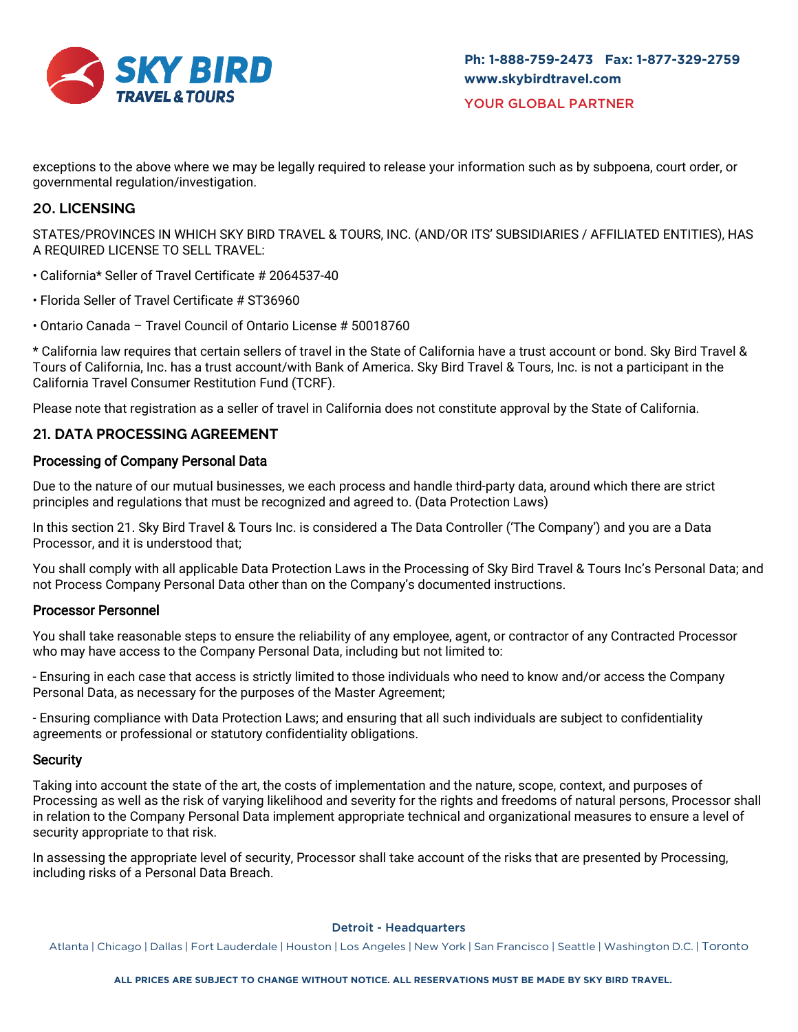exceptions to the above where we may be legally required to release your information such as by subpoena, court order, or governmental regulation/investigation.

## 20. LICENSING

STATES/PROVINCES IN WHICH SKY BIRD TRAVEL & TOURS, INC. (AND/OR ITS' SUBSIDIARIES / AFFILIATED ENTITIES), HAS A REQUIRED LICENSE TO SELL TRAVEL:

- California* Seller of Travel Certificate # 2064537-40
- Florida Seller of Travel Certificate # ST36960
- Ontario Canada – Travel Council of Ontario License # 50018760

* California law requires that certain sellers of travel in the State of California have a trust account or bond. Sky Bird Travel & Tours of California, Inc. has a trust account/with Bank of America. Sky Bird Travel & Tours, Inc. is not a participant in the California Travel Consumer Restitution Fund (TCRF).

Please note that registration as a seller of travel in California does not constitute approval by the State of California.

## 21. DATA PROCESSING AGREEMENT

### Processing of Company Personal Data

Due to the nature of our mutual businesses, we each process and handle third-party data, around which there are strict principles and regulations that must be recognized and agreed to. (Data Protection Laws)

In this section 21. Sky Bird Travel & Tours Inc. is considered a The Data Controller ('The Company') and you are a Data Processor, and it is understood that;

You shall comply with all applicable Data Protection Laws in the Processing of Sky Bird Travel & Tours Inc's Personal Data; and not Process Company Personal Data other than on the Company's documented instructions.

### Processor Personnel

You shall take reasonable steps to ensure the reliability of any employee, agent, or contractor of any Contracted Processor who may have access to the Company Personal Data, including but not limited to:

- Ensuring in each case that access is strictly limited to those individuals who need to know and/or access the Company Personal Data, as necessary for the purposes of the Master Agreement;

- Ensuring compliance with Data Protection Laws; and ensuring that all such individuals are subject to confidentiality agreements or professional or statutory confidentiality obligations.

### Security

Taking into account the state of the art, the costs of implementation and the nature, scope, context, and purposes of Processing as well as the risk of varying likelihood and severity for the rights and freedoms of natural persons, Processor shall in relation to the Company Personal Data implement appropriate technical and organizational measures to ensure a level of security appropriate to that risk.

In assessing the appropriate level of security, Processor shall take account of the risks that are presented by Processing, including risks of a Personal Data Breach.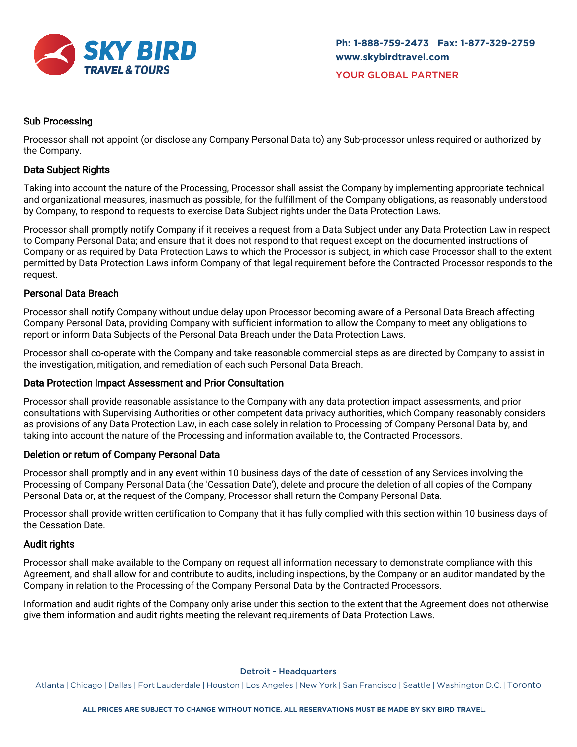## Sub Processing

Processor shall not appoint (or disclose any Company Personal Data to) any Sub-processor unless required or authorized by the Company.

## Data Subject Rights

Taking into account the nature of the Processing, Processor shall assist the Company by implementing appropriate technical and organizational measures, inasmuch as possible, for the fulfillment of the Company obligations, as reasonably understood by Company, to respond to requests to exercise Data Subject rights under the Data Protection Laws.

Processor shall promptly notify Company if it receives a request from a Data Subject under any Data Protection Law in respect to Company Personal Data; and ensure that it does not respond to that request except on the documented instructions of Company or as required by Data Protection Laws to which the Processor is subject, in which case Processor shall to the extent permitted by Data Protection Laws inform Company of that legal requirement before the Contracted Processor responds to the request.

## Personal Data Breach

Processor shall notify Company without undue delay upon Processor becoming aware of a Personal Data Breach affecting Company Personal Data, providing Company with sufficient information to allow the Company to meet any obligations to report or inform Data Subjects of the Personal Data Breach under the Data Protection Laws.

Processor shall co-operate with the Company and take reasonable commercial steps as are directed by Company to assist in the investigation, mitigation, and remediation of each such Personal Data Breach.

## Data Protection Impact Assessment and Prior Consultation

Processor shall provide reasonable assistance to the Company with any data protection impact assessments, and prior consultations with Supervising Authorities or other competent data privacy authorities, which Company reasonably considers as provisions of any Data Protection Law, in each case solely in relation to Processing of Company Personal Data by, and taking into account the nature of the Processing and information available to, the Contracted Processors.

## Deletion or return of Company Personal Data

Processor shall promptly and in any event within 10 business days of the date of cessation of any Services involving the Processing of Company Personal Data (the 'Cessation Date'), delete and procure the deletion of all copies of the Company Personal Data or, at the request of the Company, Processor shall return the Company Personal Data.

Processor shall provide written certification to Company that it has fully complied with this section within 10 business days of the Cessation Date.

## Audit rights

Processor shall make available to the Company on request all information necessary to demonstrate compliance with this Agreement, and shall allow for and contribute to audits, including inspections, by the Company or an auditor mandated by the Company in relation to the Processing of the Company Personal Data by the Contracted Processors.

Information and audit rights of the Company only arise under this section to the extent that the Agreement does not otherwise give them information and audit rights meeting the relevant requirements of Data Protection Laws.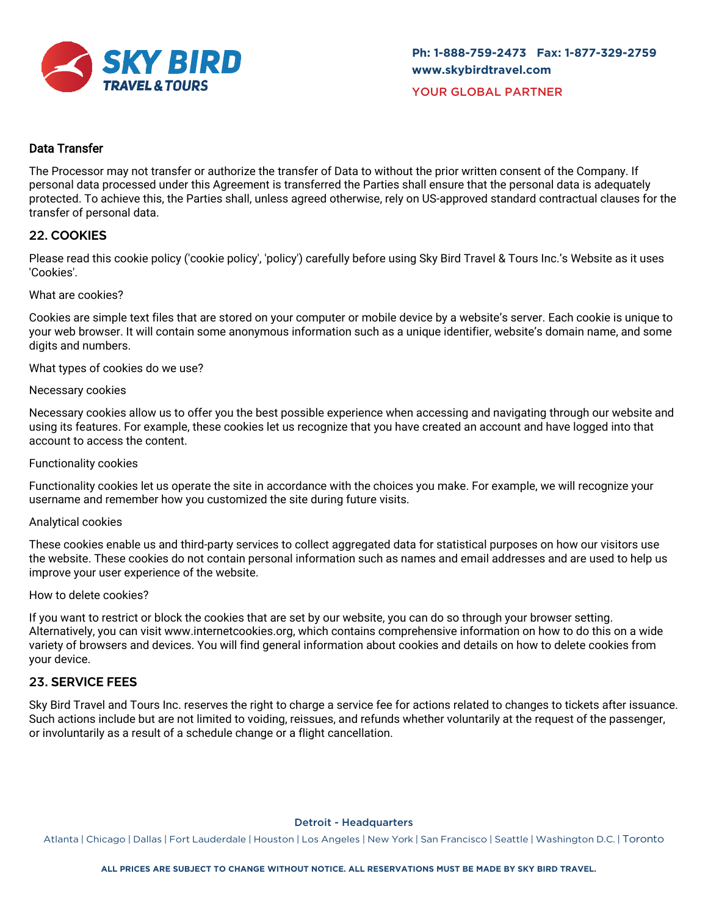### Data Transfer

The Processor may not transfer or authorize the transfer of Data to without the prior written consent of the Company. If personal data processed under this Agreement is transferred the Parties shall ensure that the personal data is adequately protected. To achieve this, the Parties shall, unless agreed otherwise, rely on US-approved standard contractual clauses for the transfer of personal data.

## 22. COOKIES

Please read this cookie policy ('cookie policy', 'policy') carefully before using Sky Bird Travel & Tours Inc.'s Website as it uses 'Cookies'.

What are cookies?

Cookies are simple text files that are stored on your computer or mobile device by a website's server. Each cookie is unique to your web browser. It will contain some anonymous information such as a unique identifier, website's domain name, and some digits and numbers.

What types of cookies do we use?

Necessary cookies

Necessary cookies allow us to offer you the best possible experience when accessing and navigating through our website and using its features. For example, these cookies let us recognize that you have created an account and have logged into that account to access the content.

Functionality cookies

Functionality cookies let us operate the site in accordance with the choices you make. For example, we will recognize your username and remember how you customized the site during future visits.

Analytical cookies

These cookies enable us and third-party services to collect aggregated data for statistical purposes on how our visitors use the website. These cookies do not contain personal information such as names and email addresses and are used to help us improve your user experience of the website.

How to delete cookies?

If you want to restrict or block the cookies that are set by our website, you can do so through your browser setting. Alternatively, you can visit www.internetcookies.org, which contains comprehensive information on how to do this on a wide variety of browsers and devices. You will find general information about cookies and details on how to delete cookies from your device.

## 23. SERVICE FEES

Sky Bird Travel and Tours Inc. reserves the right to charge a service fee for actions related to changes to tickets after issuance. Such actions include but are not limited to voiding, reissues, and refunds whether voluntarily at the request of the passenger, or involuntarily as a result of a schedule change or a flight cancellation.